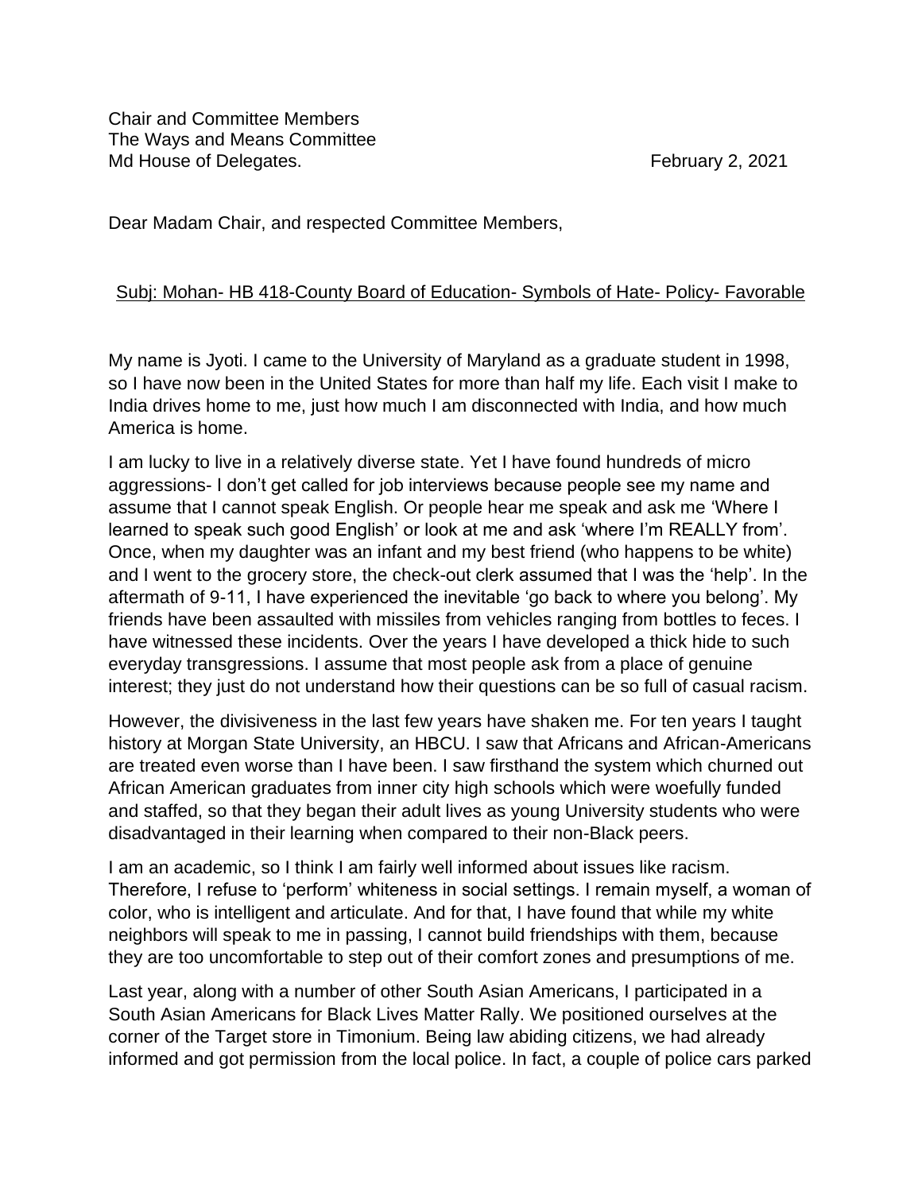Chair and Committee Members
The Ways and Means Committee
Md House of Delegates. February 2, 2021

Dear Madam Chair, and respected Committee Members,

<u>Subj: Mohan- HB 418-County Board of Education- Symbols of Hate- Policy- Favorable</u>

My name is Jyoti. I came to the University of Maryland as a graduate student in 1998, so I have now been in the United States for more than half my life. Each visit I make to India drives home to me, just how much I am disconnected with India, and how much America is home.

I am lucky to live in a relatively diverse state. Yet I have found hundreds of micro aggressions- I don't get called for job interviews because people see my name and assume that I cannot speak English. Or people hear me speak and ask me 'Where I learned to speak such good English' or look at me and ask 'where I'm REALLY from'. Once, when my daughter was an infant and my best friend (who happens to be white) and I went to the grocery store, the check-out clerk assumed that I was the 'help'. In the aftermath of 9-11, I have experienced the inevitable 'go back to where you belong'. My friends have been assaulted with missiles from vehicles ranging from bottles to feces. I have witnessed these incidents. Over the years I have developed a thick hide to such everyday transgressions. I assume that most people ask from a place of genuine interest; they just do not understand how their questions can be so full of casual racism.

However, the divisiveness in the last few years have shaken me. For ten years I taught history at Morgan State University, an HBCU. I saw that Africans and African-Americans are treated even worse than I have been. I saw firsthand the system which churned out African American graduates from inner city high schools which were woefully funded and staffed, so that they began their adult lives as young University students who were disadvantaged in their learning when compared to their non-Black peers.

I am an academic, so I think I am fairly well informed about issues like racism. Therefore, I refuse to 'perform' whiteness in social settings. I remain myself, a woman of color, who is intelligent and articulate. And for that, I have found that while my white neighbors will speak to me in passing, I cannot build friendships with them, because they are too uncomfortable to step out of their comfort zones and presumptions of me.

Last year, along with a number of other South Asian Americans, I participated in a South Asian Americans for Black Lives Matter Rally. We positioned ourselves at the corner of the Target store in Timonium. Being law abiding citizens, we had already informed and got permission from the local police. In fact, a couple of police cars parked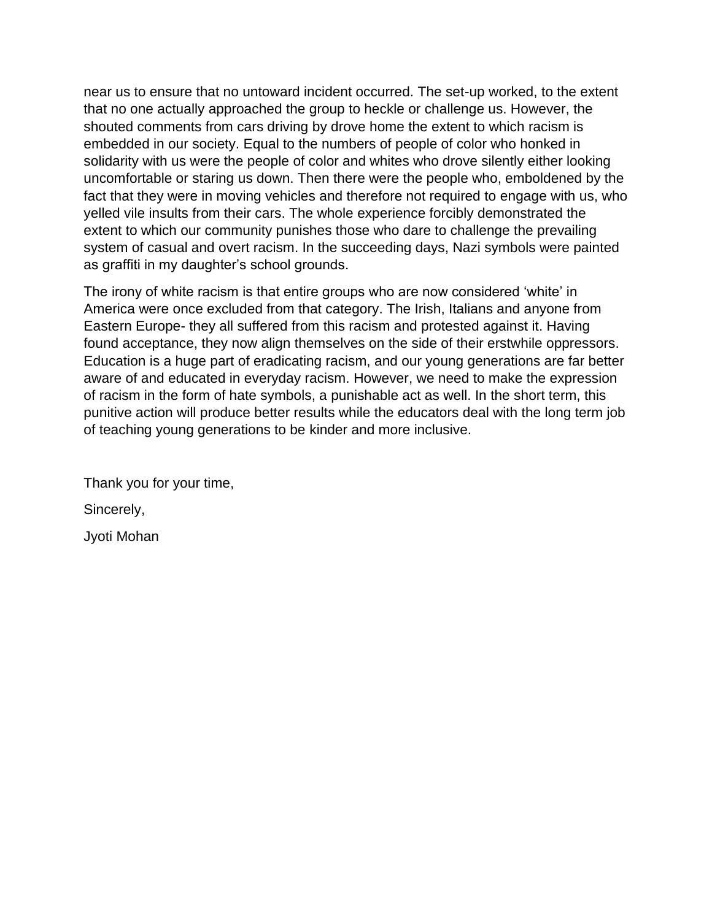near us to ensure that no untoward incident occurred. The set-up worked, to the extent that no one actually approached the group to heckle or challenge us. However, the shouted comments from cars driving by drove home the extent to which racism is embedded in our society. Equal to the numbers of people of color who honked in solidarity with us were the people of color and whites who drove silently either looking uncomfortable or staring us down. Then there were the people who, emboldened by the fact that they were in moving vehicles and therefore not required to engage with us, who yelled vile insults from their cars. The whole experience forcibly demonstrated the extent to which our community punishes those who dare to challenge the prevailing system of casual and overt racism. In the succeeding days, Nazi symbols were painted as graffiti in my daughter's school grounds.

The irony of white racism is that entire groups who are now considered 'white' in America were once excluded from that category. The Irish, Italians and anyone from Eastern Europe- they all suffered from this racism and protested against it. Having found acceptance, they now align themselves on the side of their erstwhile oppressors. Education is a huge part of eradicating racism, and our young generations are far better aware of and educated in everyday racism. However, we need to make the expression of racism in the form of hate symbols, a punishable act as well. In the short term, this punitive action will produce better results while the educators deal with the long term job of teaching young generations to be kinder and more inclusive.

Thank you for your time,

Sincerely,

Jyoti Mohan